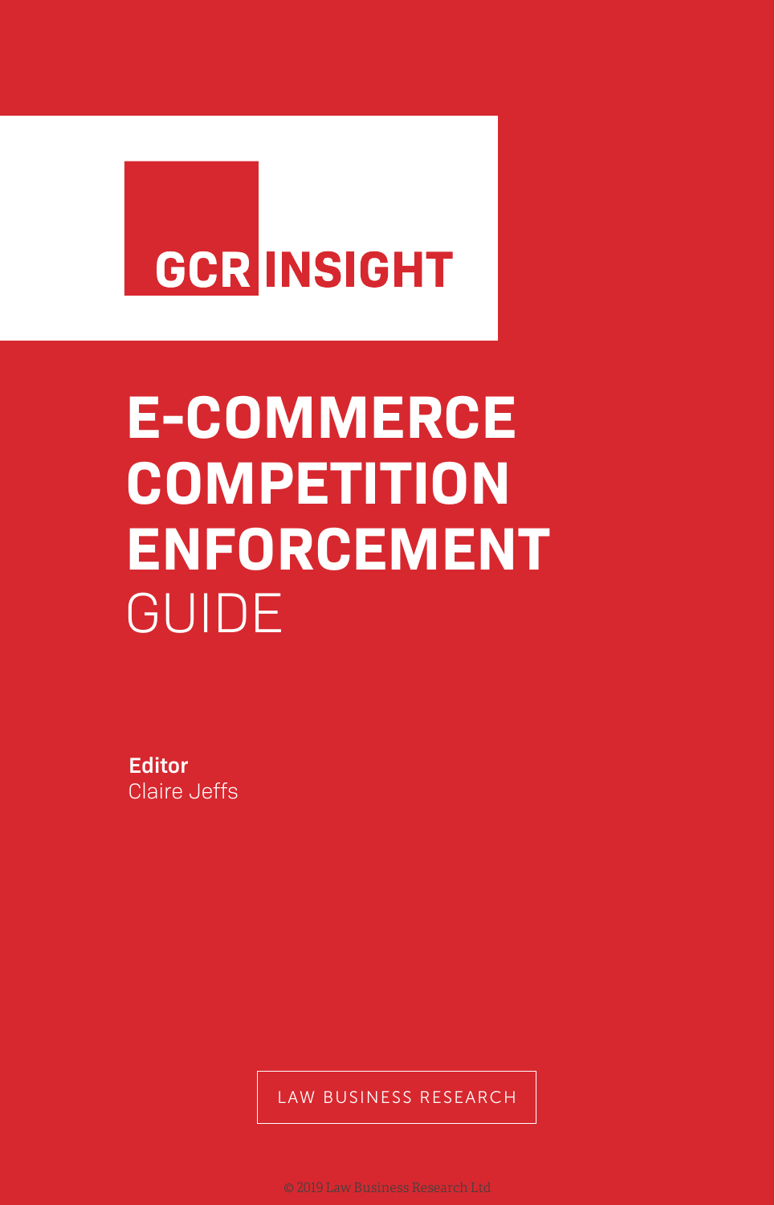GCR INSIGHT

# E-COMMERCE COMPETITION ENFORCEMENT GUIDE

**Editor**
Claire Jeffs

LAW BUSINESS RESEARCH

© 2019 Law Business Research Ltd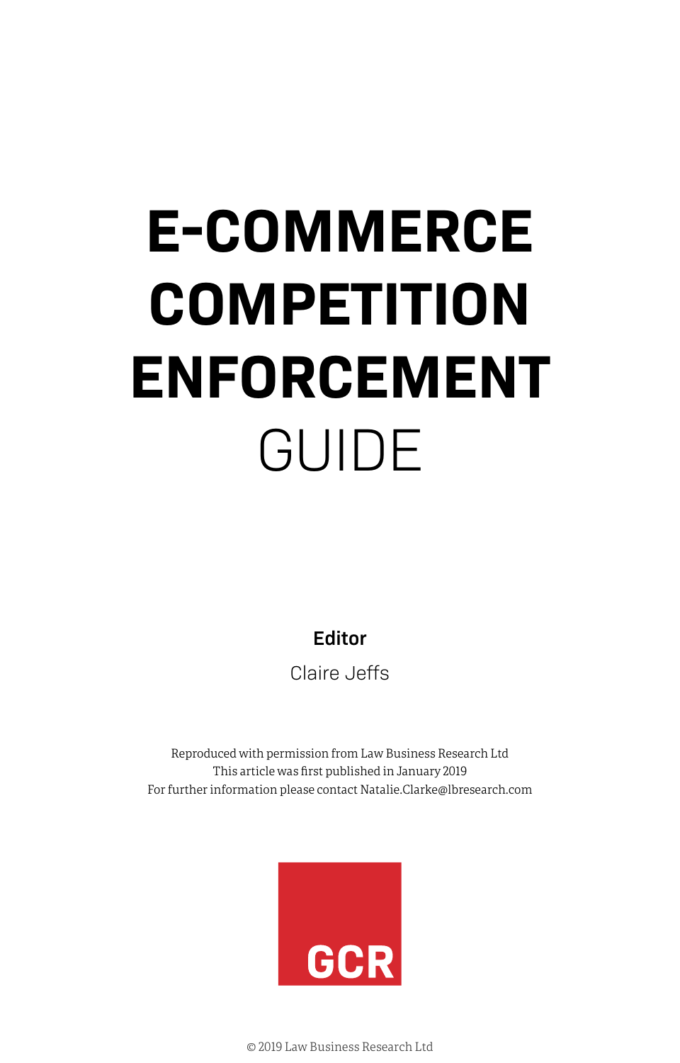# E-COMMERCE COMPETITION ENFORCEMENT GUIDE

**Editor**

Claire Jeffs

Reproduced with permission from Law Business Research Ltd
This article was first published in January 2019
For further information please contact Natalie.Clarke@lbresearch.com

GCR

© 2019 Law Business Research Ltd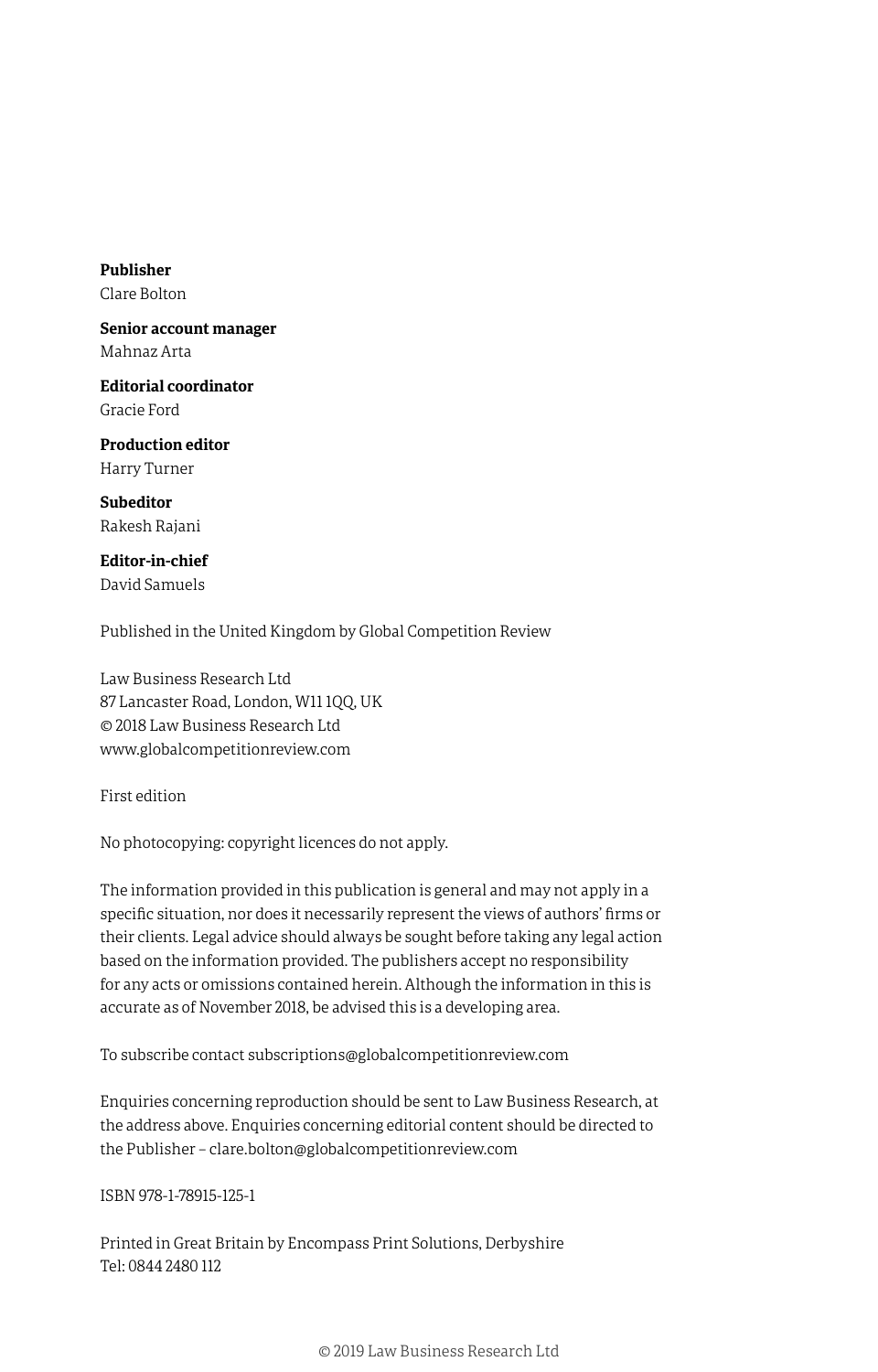**Publisher**
Clare Bolton

**Senior account manager**
Mahnaz Arta

**Editorial coordinator**
Gracie Ford

**Production editor**
Harry Turner

**Subeditor**
Rakesh Rajani

**Editor-in-chief**
David Samuels

Published in the United Kingdom by Global Competition Review

Law Business Research Ltd
87 Lancaster Road, London, W11 1QQ, UK
© 2018 Law Business Research Ltd
www.globalcompetitionreview.com

First edition

No photocopying: copyright licences do not apply.

The information provided in this publication is general and may not apply in a specific situation, nor does it necessarily represent the views of authors' firms or their clients. Legal advice should always be sought before taking any legal action based on the information provided. The publishers accept no responsibility for any acts or omissions contained herein. Although the information in this is accurate as of November 2018, be advised this is a developing area.

To subscribe contact subscriptions@globalcompetitionreview.com

Enquiries concerning reproduction should be sent to Law Business Research, at the address above. Enquiries concerning editorial content should be directed to the Publisher – clare.bolton@globalcompetitionreview.com

ISBN 978-1-78915-125-1

Printed in Great Britain by Encompass Print Solutions, Derbyshire
Tel: 0844 2480 112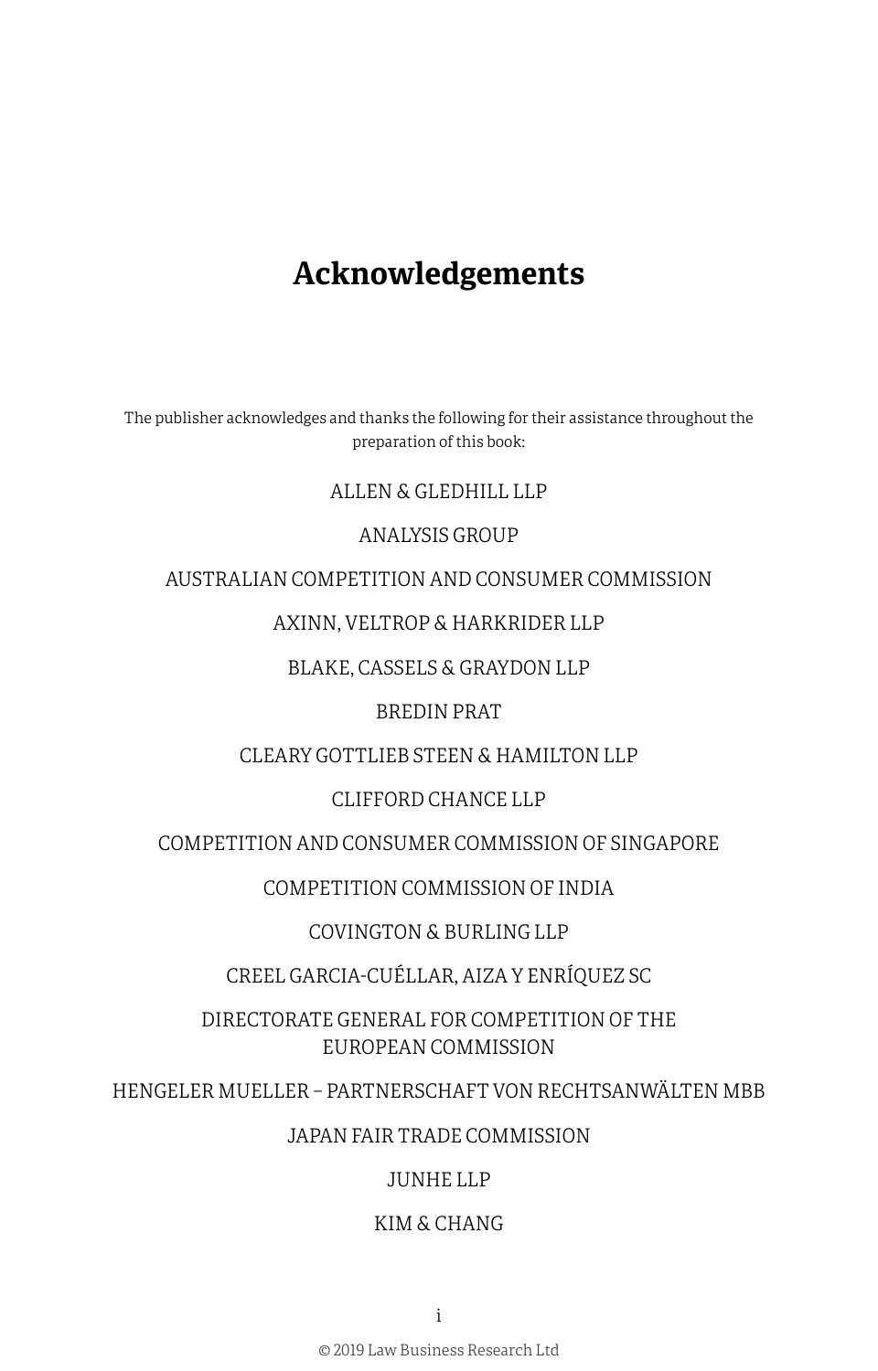# Acknowledgements

The publisher acknowledges and thanks the following for their assistance throughout the preparation of this book:

ALLEN & GLEDHILL LLP

ANALYSIS GROUP

AUSTRALIAN COMPETITION AND CONSUMER COMMISSION

AXINN, VELTROP & HARKRIDER LLP

BLAKE, CASSELS & GRAYDON LLP

BREDIN PRAT

CLEARY GOTTLIEB STEEN & HAMILTON LLP

CLIFFORD CHANCE LLP

COMPETITION AND CONSUMER COMMISSION OF SINGAPORE

COMPETITION COMMISSION OF INDIA

COVINGTON & BURLING LLP

CREEL GARCIA-CUÉLLAR, AIZA Y ENRÍQUEZ SC

DIRECTORATE GENERAL FOR COMPETITION OF THE EUROPEAN COMMISSION

HENGELER MUELLER – PARTNERSCHAFT VON RECHTSANWÄLTEN MBB

JAPAN FAIR TRADE COMMISSION

JUNHE LLP

KIM & CHANG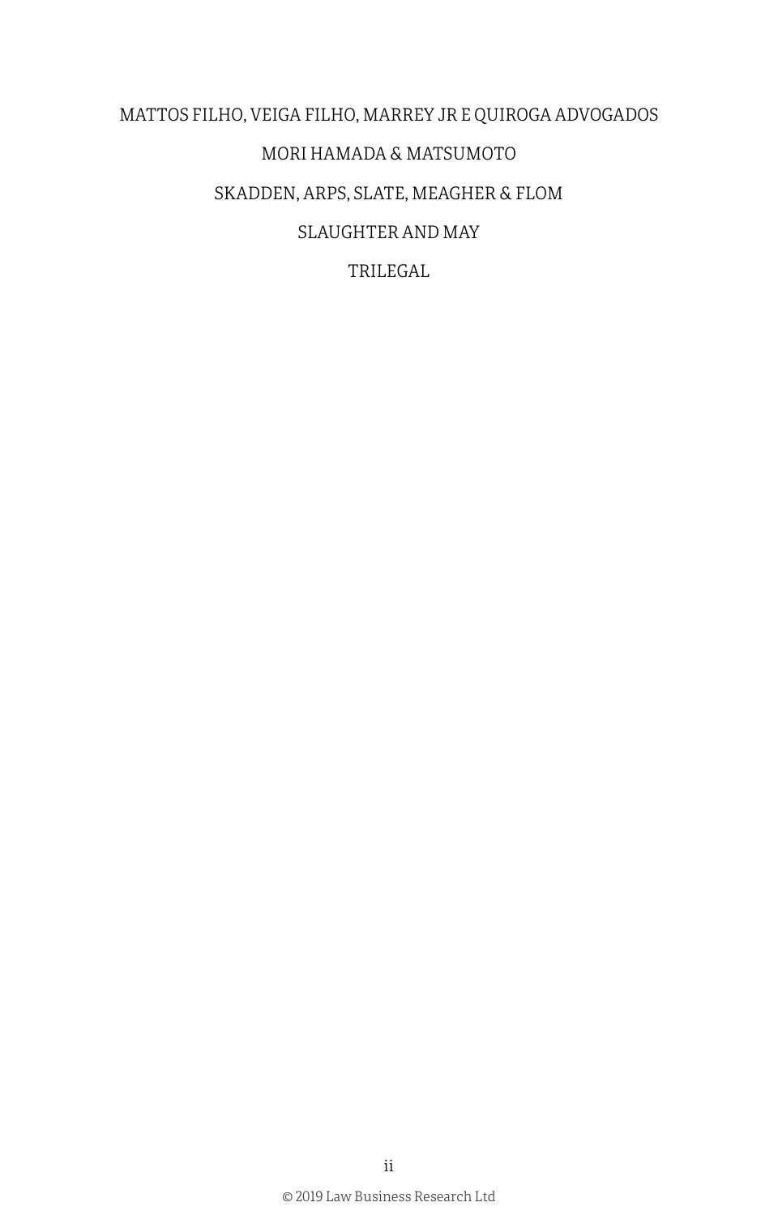MATTOS FILHO, VEIGA FILHO, MARREY JR E QUIROGA ADVOGADOS

MORI HAMADA & MATSUMOTO

SKADDEN, ARPS, SLATE, MEAGHER & FLOM

SLAUGHTER AND MAY

TRILEGAL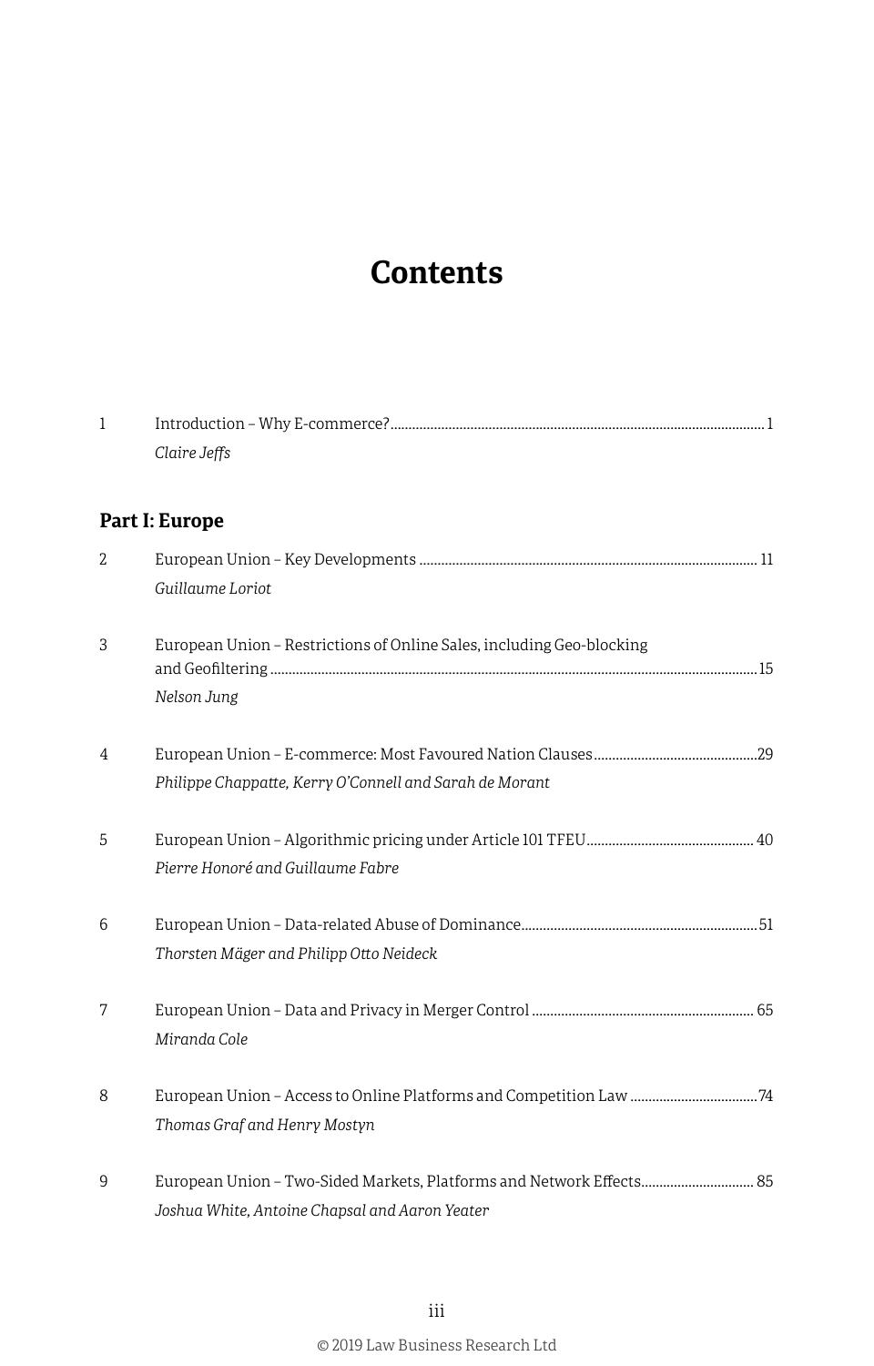# Contents

1 Introduction – Why E-commerce? ... 1
*Claire Jeffs*

## Part I: Europe

2 European Union – Key Developments ... 11
*Guillaume Loriot*

3 European Union – Restrictions of Online Sales, including Geo-blocking and Geofiltering ... 15
*Nelson Jung*

4 European Union – E-commerce: Most Favoured Nation Clauses ... 29
*Philippe Chappatte, Kerry O'Connell and Sarah de Morant*

5 European Union – Algorithmic pricing under Article 101 TFEU ... 40
*Pierre Honoré and Guillaume Fabre*

6 European Union – Data-related Abuse of Dominance ... 51
*Thorsten Mäger and Philipp Otto Neideck*

7 European Union – Data and Privacy in Merger Control ... 65
*Miranda Cole*

8 European Union – Access to Online Platforms and Competition Law ... 74
*Thomas Graf and Henry Mostyn*

9 European Union – Two-Sided Markets, Platforms and Network Effects ... 85
*Joshua White, Antoine Chapsal and Aaron Yeater*

© 2019 Law Business Research Ltd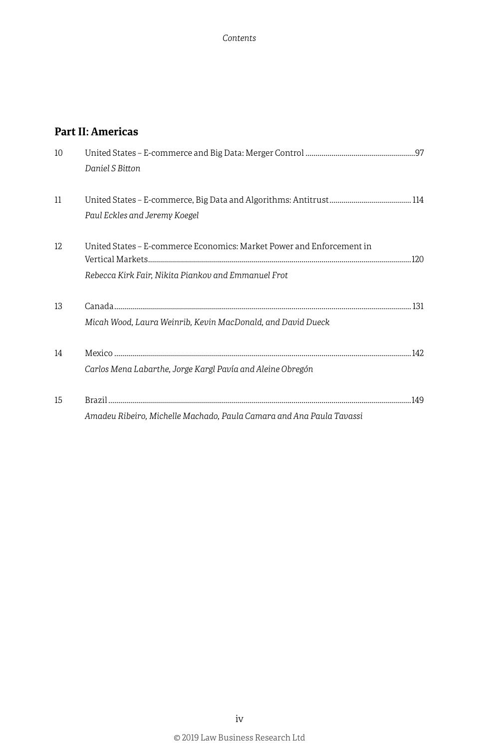## Part II: Americas

10 United States – E-commerce and Big Data: Merger Control ......97
*Daniel S Bitton*

11 United States – E-commerce, Big Data and Algorithms: Antitrust ...... 114
*Paul Eckles and Jeremy Koegel*

12 United States – E-commerce Economics: Market Power and Enforcement in Vertical Markets ......120
*Rebecca Kirk Fair, Nikita Piankov and Emmanuel Frot*

13 Canada ...... 131
*Micah Wood, Laura Weinrib, Kevin MacDonald, and David Dueck*

14 Mexico ......142
*Carlos Mena Labarthe, Jorge Kargl Pavía and Aleine Obregón*

15 Brazil ......149
*Amadeu Ribeiro, Michelle Machado, Paula Camara and Ana Paula Tavassi*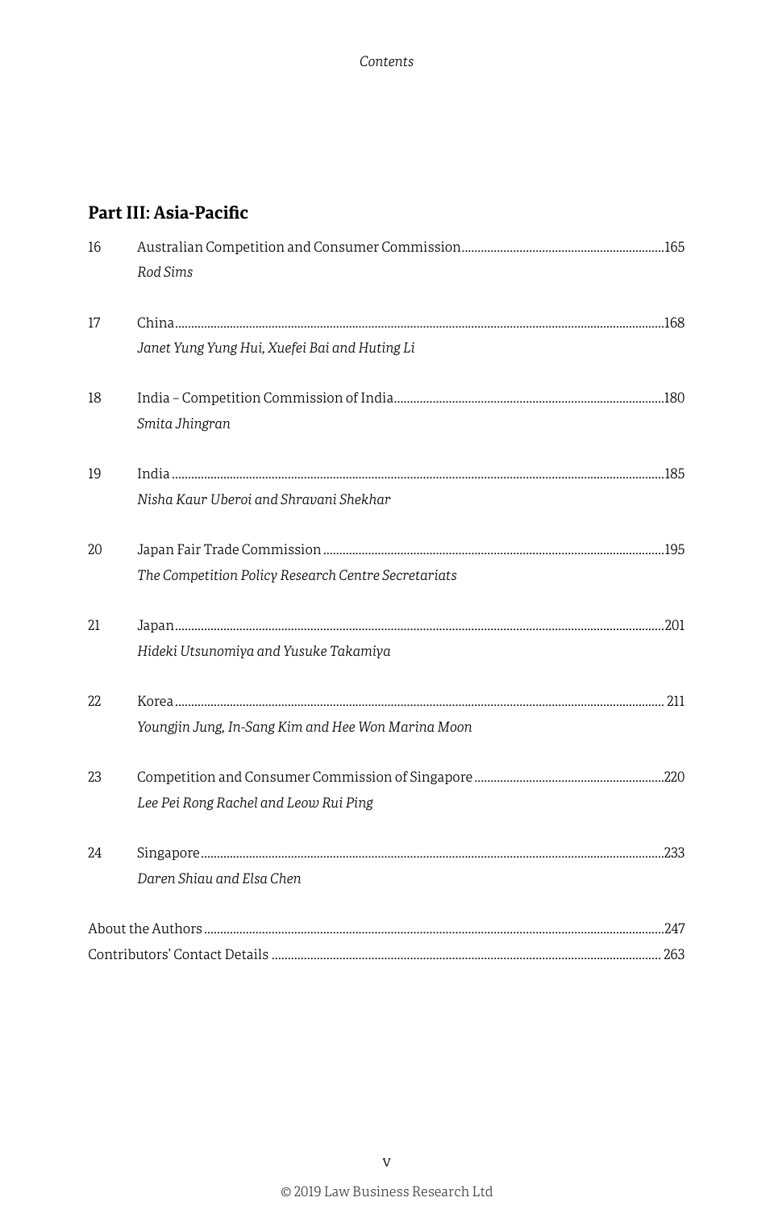## Part III: Asia-Pacific

16 Australian Competition and Consumer Commission..............165
*Rod Sims*

17 China..............168
*Janet Yung Yung Hui, Xuefei Bai and Huting Li*

18 India – Competition Commission of India..............180
*Smita Jhingran*

19 India..............185
*Nisha Kaur Uberoi and Shravani Shekhar*

20 Japan Fair Trade Commission..............195
*The Competition Policy Research Centre Secretariats*

21 Japan..............201
*Hideki Utsunomiya and Yusuke Takamiya*

22 Korea..............211
*Youngjin Jung, In-Sang Kim and Hee Won Marina Moon*

23 Competition and Consumer Commission of Singapore..............220
*Lee Pei Rong Rachel and Leow Rui Ping*

24 Singapore..............233
*Daren Shiau and Elsa Chen*

About the Authors..............247

Contributors' Contact Details..............263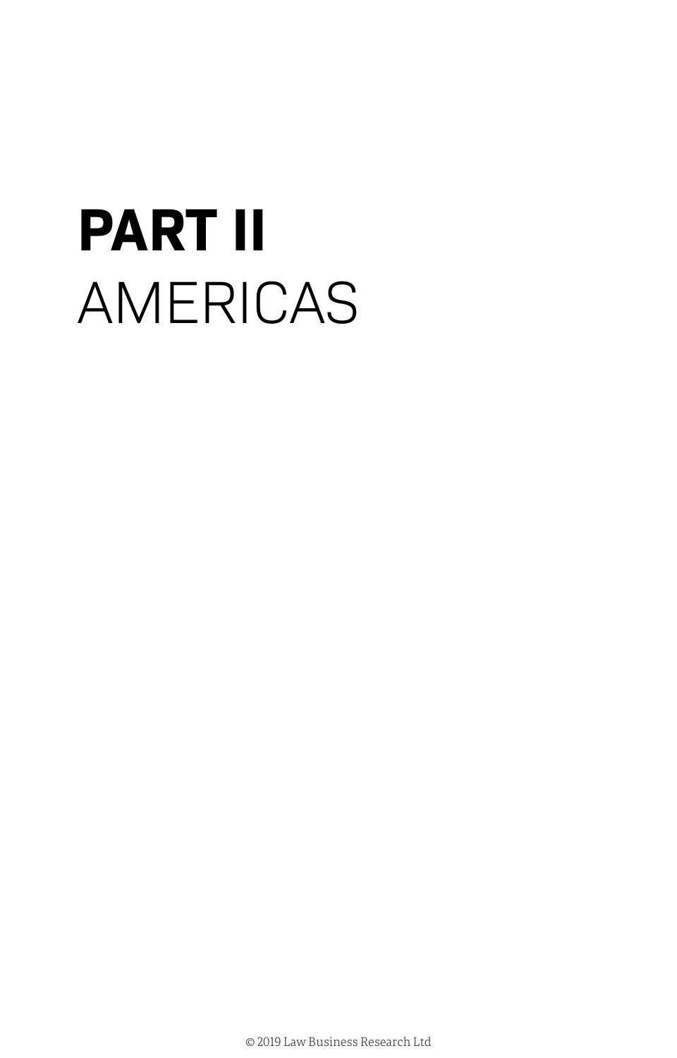# PART II
# AMERICAS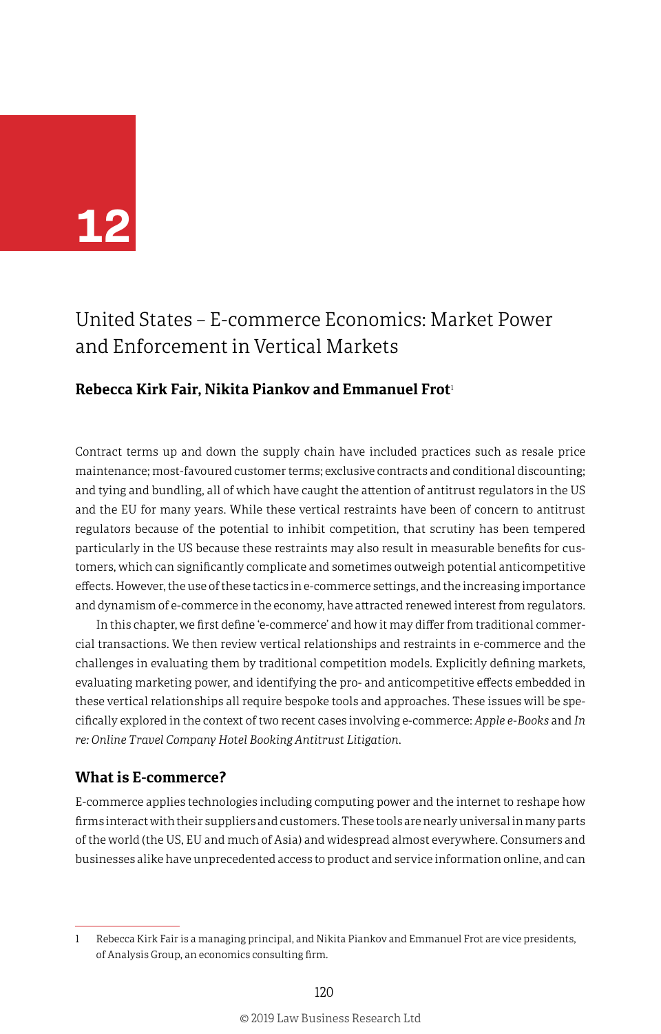# 12

## United States – E-commerce Economics: Market Power and Enforcement in Vertical Markets

**Rebecca Kirk Fair, Nikita Piankov and Emmanuel Frot**[1]

Contract terms up and down the supply chain have included practices such as resale price maintenance; most-favoured customer terms; exclusive contracts and conditional discounting; and tying and bundling, all of which have caught the attention of antitrust regulators in the US and the EU for many years. While these vertical restraints have been of concern to antitrust regulators because of the potential to inhibit competition, that scrutiny has been tempered particularly in the US because these restraints may also result in measurable benefits for customers, which can significantly complicate and sometimes outweigh potential anticompetitive effects. However, the use of these tactics in e-commerce settings, and the increasing importance and dynamism of e-commerce in the economy, have attracted renewed interest from regulators.

In this chapter, we first define 'e-commerce' and how it may differ from traditional commercial transactions. We then review vertical relationships and restraints in e-commerce and the challenges in evaluating them by traditional competition models. Explicitly defining markets, evaluating marketing power, and identifying the pro- and anticompetitive effects embedded in these vertical relationships all require bespoke tools and approaches. These issues will be specifically explored in the context of two recent cases involving e-commerce: *Apple e-Books* and *In re: Online Travel Company Hotel Booking Antitrust Litigation*.

### What is E-commerce?

E-commerce applies technologies including computing power and the internet to reshape how firms interact with their suppliers and customers. These tools are nearly universal in many parts of the world (the US, EU and much of Asia) and widespread almost everywhere. Consumers and businesses alike have unprecedented access to product and service information online, and can

---

1 Rebecca Kirk Fair is a managing principal, and Nikita Piankov and Emmanuel Frot are vice presidents, of Analysis Group, an economics consulting firm.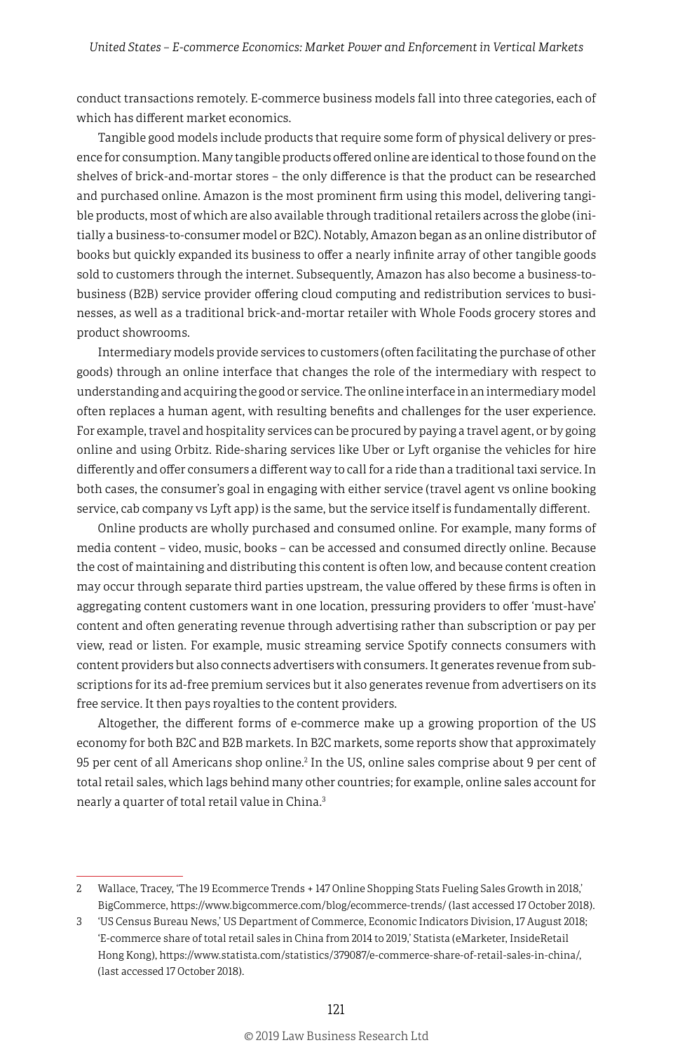conduct transactions remotely. E-commerce business models fall into three categories, each of which has different market economics.

Tangible good models include products that require some form of physical delivery or presence for consumption. Many tangible products offered online are identical to those found on the shelves of brick-and-mortar stores – the only difference is that the product can be researched and purchased online. Amazon is the most prominent firm using this model, delivering tangible products, most of which are also available through traditional retailers across the globe (initially a business-to-consumer model or B2C). Notably, Amazon began as an online distributor of books but quickly expanded its business to offer a nearly infinite array of other tangible goods sold to customers through the internet. Subsequently, Amazon has also become a business-to-business (B2B) service provider offering cloud computing and redistribution services to businesses, as well as a traditional brick-and-mortar retailer with Whole Foods grocery stores and product showrooms.

Intermediary models provide services to customers (often facilitating the purchase of other goods) through an online interface that changes the role of the intermediary with respect to understanding and acquiring the good or service. The online interface in an intermediary model often replaces a human agent, with resulting benefits and challenges for the user experience. For example, travel and hospitality services can be procured by paying a travel agent, or by going online and using Orbitz. Ride-sharing services like Uber or Lyft organise the vehicles for hire differently and offer consumers a different way to call for a ride than a traditional taxi service. In both cases, the consumer's goal in engaging with either service (travel agent vs online booking service, cab company vs Lyft app) is the same, but the service itself is fundamentally different.

Online products are wholly purchased and consumed online. For example, many forms of media content – video, music, books – can be accessed and consumed directly online. Because the cost of maintaining and distributing this content is often low, and because content creation may occur through separate third parties upstream, the value offered by these firms is often in aggregating content customers want in one location, pressuring providers to offer 'must-have' content and often generating revenue through advertising rather than subscription or pay per view, read or listen. For example, music streaming service Spotify connects consumers with content providers but also connects advertisers with consumers. It generates revenue from subscriptions for its ad-free premium services but it also generates revenue from advertisers on its free service. It then pays royalties to the content providers.

Altogether, the different forms of e-commerce make up a growing proportion of the US economy for both B2C and B2B markets. In B2C markets, some reports show that approximately 95 per cent of all Americans shop online.[2] In the US, online sales comprise about 9 per cent of total retail sales, which lags behind many other countries; for example, online sales account for nearly a quarter of total retail value in China.[3]

---

2 Wallace, Tracey, 'The 19 Ecommerce Trends + 147 Online Shopping Stats Fueling Sales Growth in 2018,' BigCommerce, https://www.bigcommerce.com/blog/ecommerce-trends/ (last accessed 17 October 2018).

3 'US Census Bureau News,' US Department of Commerce, Economic Indicators Division, 17 August 2018; 'E-commerce share of total retail sales in China from 2014 to 2019,' Statista (eMarketer, InsideRetail Hong Kong), https://www.statista.com/statistics/379087/e-commerce-share-of-retail-sales-in-china/, (last accessed 17 October 2018).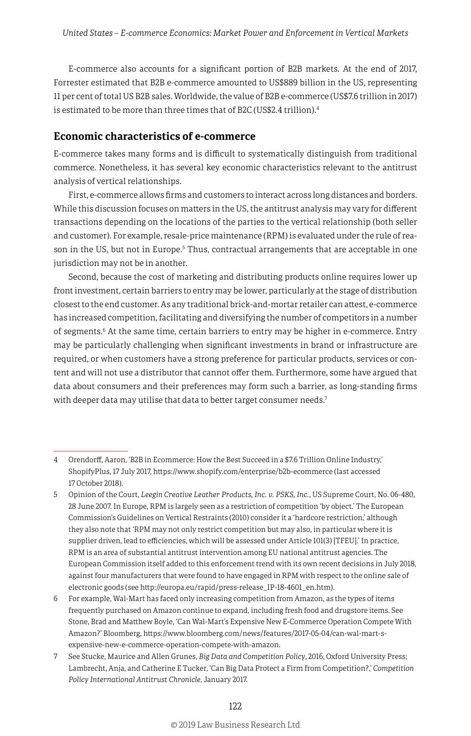E-commerce also accounts for a significant portion of B2B markets. At the end of 2017, Forrester estimated that B2B e-commerce amounted to US$889 billion in the US, representing 11 per cent of total US B2B sales. Worldwide, the value of B2B e-commerce (US$7.6 trillion in 2017) is estimated to be more than three times that of B2C (US$2.4 trillion).[4]

## Economic characteristics of e-commerce

E-commerce takes many forms and is difficult to systematically distinguish from traditional commerce. Nonetheless, it has several key economic characteristics relevant to the antitrust analysis of vertical relationships.

First, e-commerce allows firms and customers to interact across long distances and borders. While this discussion focuses on matters in the US, the antitrust analysis may vary for different transactions depending on the locations of the parties to the vertical relationship (both seller and customer). For example, resale-price maintenance (RPM) is evaluated under the rule of reason in the US, but not in Europe.[5] Thus, contractual arrangements that are acceptable in one jurisdiction may not be in another.

Second, because the cost of marketing and distributing products online requires lower up front investment, certain barriers to entry may be lower, particularly at the stage of distribution closest to the end customer. As any traditional brick-and-mortar retailer can attest, e-commerce has increased competition, facilitating and diversifying the number of competitors in a number of segments.[6] At the same time, certain barriers to entry may be higher in e-commerce. Entry may be particularly challenging when significant investments in brand or infrastructure are required, or when customers have a strong preference for particular products, services or content and will not use a distributor that cannot offer them. Furthermore, some have argued that data about consumers and their preferences may form such a barrier, as long-standing firms with deeper data may utilise that data to better target consumer needs.[7]

---

4 Orendorff, Aaron, 'B2B in Ecommerce: How the Best Succeed in a $7.6 Trillion Online Industry,' ShopifyPlus, 17 July 2017, https://www.shopify.com/enterprise/b2b-ecommerce (last accessed 17 October 2018).

5 Opinion of the Court, *Leegin Creative Leather Products, Inc. v. PSKS, Inc.*, US Supreme Court, No. 06-480, 28 June 2007. In Europe, RPM is largely seen as a restriction of competition 'by object.' The European Commission's Guidelines on Vertical Restraints (2010) consider it a 'hardcore restriction,' although they also note that 'RPM may not only restrict competition but may also, in particular where it is supplier driven, lead to efficiencies, which will be assessed under Article 101(3) [TFEU].' In practice, RPM is an area of substantial antitrust intervention among EU national antitrust agencies. The European Commission itself added to this enforcement trend with its own recent decisions in July 2018, against four manufacturers that were found to have engaged in RPM with respect to the online sale of electronic goods (see http://europa.eu/rapid/press-release_IP-18-4601_en.htm).

6 For example, Wal-Mart has faced only increasing competition from Amazon, as the types of items frequently purchased on Amazon continue to expand, including fresh food and drugstore items. See Stone, Brad and Matthew Boyle, 'Can Wal-Mart's Expensive New E-Commerce Operation Compete With Amazon?' Bloomberg, https://www.bloomberg.com/news/features/2017-05-04/can-wal-mart-s-expensive-new-e-commerce-operation-compete-with-amazon.

7 See Stucke, Maurice and Allen Grunes, *Big Data and Competition Policy*, 2016, Oxford University Press; Lambrecht, Anja, and Catherine E Tucker, 'Can Big Data Protect a Firm from Competition?,' *Competition Policy International Antitrust Chronicle*, January 2017.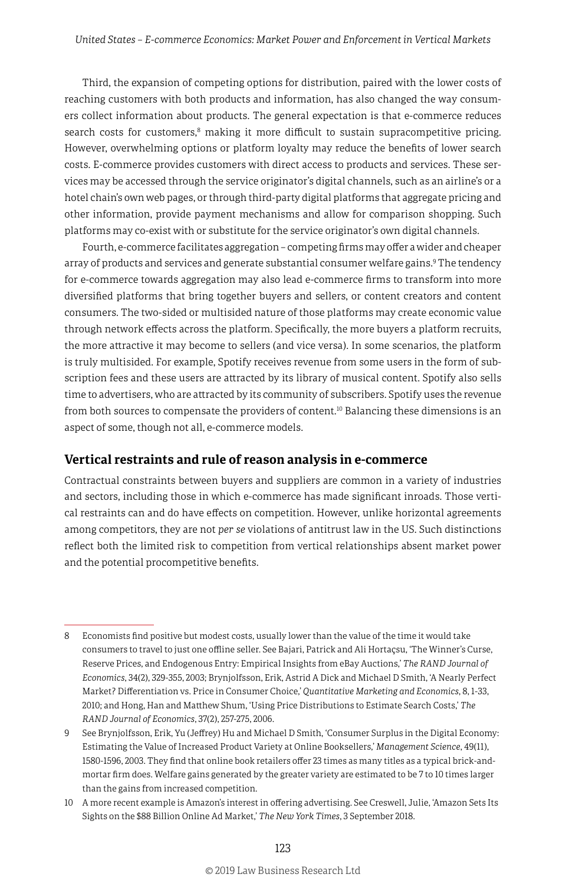Third, the expansion of competing options for distribution, paired with the lower costs of reaching customers with both products and information, has also changed the way consumers collect information about products. The general expectation is that e-commerce reduces search costs for customers,[8] making it more difficult to sustain supracompetitive pricing. However, overwhelming options or platform loyalty may reduce the benefits of lower search costs. E-commerce provides customers with direct access to products and services. These services may be accessed through the service originator's digital channels, such as an airline's or a hotel chain's own web pages, or through third-party digital platforms that aggregate pricing and other information, provide payment mechanisms and allow for comparison shopping. Such platforms may co-exist with or substitute for the service originator's own digital channels.

Fourth, e-commerce facilitates aggregation – competing firms may offer a wider and cheaper array of products and services and generate substantial consumer welfare gains.[9] The tendency for e-commerce towards aggregation may also lead e-commerce firms to transform into more diversified platforms that bring together buyers and sellers, or content creators and content consumers. The two-sided or multisided nature of those platforms may create economic value through network effects across the platform. Specifically, the more buyers a platform recruits, the more attractive it may become to sellers (and vice versa). In some scenarios, the platform is truly multisided. For example, Spotify receives revenue from some users in the form of subscription fees and these users are attracted by its library of musical content. Spotify also sells time to advertisers, who are attracted by its community of subscribers. Spotify uses the revenue from both sources to compensate the providers of content.[10] Balancing these dimensions is an aspect of some, though not all, e-commerce models.

## Vertical restraints and rule of reason analysis in e-commerce

Contractual constraints between buyers and suppliers are common in a variety of industries and sectors, including those in which e-commerce has made significant inroads. Those vertical restraints can and do have effects on competition. However, unlike horizontal agreements among competitors, they are not *per se* violations of antitrust law in the US. Such distinctions reflect both the limited risk to competition from vertical relationships absent market power and the potential procompetitive benefits.

---

8 Economists find positive but modest costs, usually lower than the value of the time it would take consumers to travel to just one offline seller. See Bajari, Patrick and Ali Hortaçsu, 'The Winner's Curse, Reserve Prices, and Endogenous Entry: Empirical Insights from eBay Auctions,' *The RAND Journal of Economics*, 34(2), 329-355, 2003; Brynjolfsson, Erik, Astrid A Dick and Michael D Smith, 'A Nearly Perfect Market? Differentiation vs. Price in Consumer Choice,' *Quantitative Marketing and Economics*, 8, 1-33, 2010; and Hong, Han and Matthew Shum, 'Using Price Distributions to Estimate Search Costs,' *The RAND Journal of Economics*, 37(2), 257-275, 2006.

9 See Brynjolfsson, Erik, Yu (Jeffrey) Hu and Michael D Smith, 'Consumer Surplus in the Digital Economy: Estimating the Value of Increased Product Variety at Online Booksellers,' *Management Science*, 49(11), 1580-1596, 2003. They find that online book retailers offer 23 times as many titles as a typical brick-and-mortar firm does. Welfare gains generated by the greater variety are estimated to be 7 to 10 times larger than the gains from increased competition.

10 A more recent example is Amazon's interest in offering advertising. See Creswell, Julie, 'Amazon Sets Its Sights on the $88 Billion Online Ad Market,' *The New York Times*, 3 September 2018.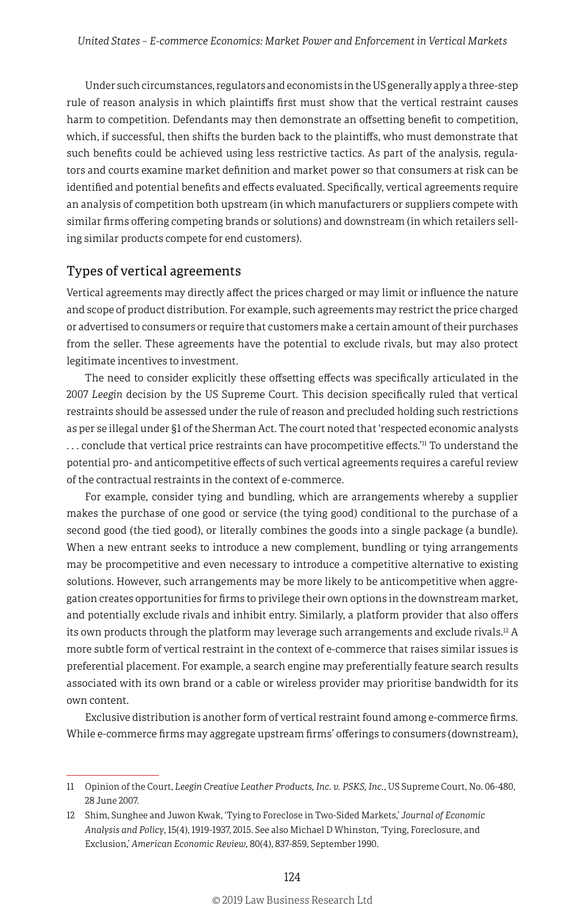Under such circumstances, regulators and economists in the US generally apply a three-step rule of reason analysis in which plaintiffs first must show that the vertical restraint causes harm to competition. Defendants may then demonstrate an offsetting benefit to competition, which, if successful, then shifts the burden back to the plaintiffs, who must demonstrate that such benefits could be achieved using less restrictive tactics. As part of the analysis, regulators and courts examine market definition and market power so that consumers at risk can be identified and potential benefits and effects evaluated. Specifically, vertical agreements require an analysis of competition both upstream (in which manufacturers or suppliers compete with similar firms offering competing brands or solutions) and downstream (in which retailers selling similar products compete for end customers).

## Types of vertical agreements

Vertical agreements may directly affect the prices charged or may limit or influence the nature and scope of product distribution. For example, such agreements may restrict the price charged or advertised to consumers or require that customers make a certain amount of their purchases from the seller. These agreements have the potential to exclude rivals, but may also protect legitimate incentives to investment.

The need to consider explicitly these offsetting effects was specifically articulated in the 2007 *Leegin* decision by the US Supreme Court. This decision specifically ruled that vertical restraints should be assessed under the rule of reason and precluded holding such restrictions as per se illegal under §1 of the Sherman Act. The court noted that 'respected economic analysts . . . conclude that vertical price restraints can have procompetitive effects.'[11] To understand the potential pro- and anticompetitive effects of such vertical agreements requires a careful review of the contractual restraints in the context of e-commerce.

For example, consider tying and bundling, which are arrangements whereby a supplier makes the purchase of one good or service (the tying good) conditional to the purchase of a second good (the tied good), or literally combines the goods into a single package (a bundle). When a new entrant seeks to introduce a new complement, bundling or tying arrangements may be procompetitive and even necessary to introduce a competitive alternative to existing solutions. However, such arrangements may be more likely to be anticompetitive when aggregation creates opportunities for firms to privilege their own options in the downstream market, and potentially exclude rivals and inhibit entry. Similarly, a platform provider that also offers its own products through the platform may leverage such arrangements and exclude rivals.[12] A more subtle form of vertical restraint in the context of e-commerce that raises similar issues is preferential placement. For example, a search engine may preferentially feature search results associated with its own brand or a cable or wireless provider may prioritise bandwidth for its own content.

Exclusive distribution is another form of vertical restraint found among e-commerce firms. While e-commerce firms may aggregate upstream firms' offerings to consumers (downstream),

---

11 Opinion of the Court, *Leegin Creative Leather Products, Inc. v. PSKS, Inc.*, US Supreme Court, No. 06-480, 28 June 2007.

12 Shim, Sunghee and Juwon Kwak, 'Tying to Foreclose in Two-Sided Markets,' *Journal of Economic Analysis and Policy*, 15(4), 1919-1937, 2015. See also Michael D Whinston, 'Tying, Foreclosure, and Exclusion,' *American Economic Review,* 80(4), 837-859, September 1990.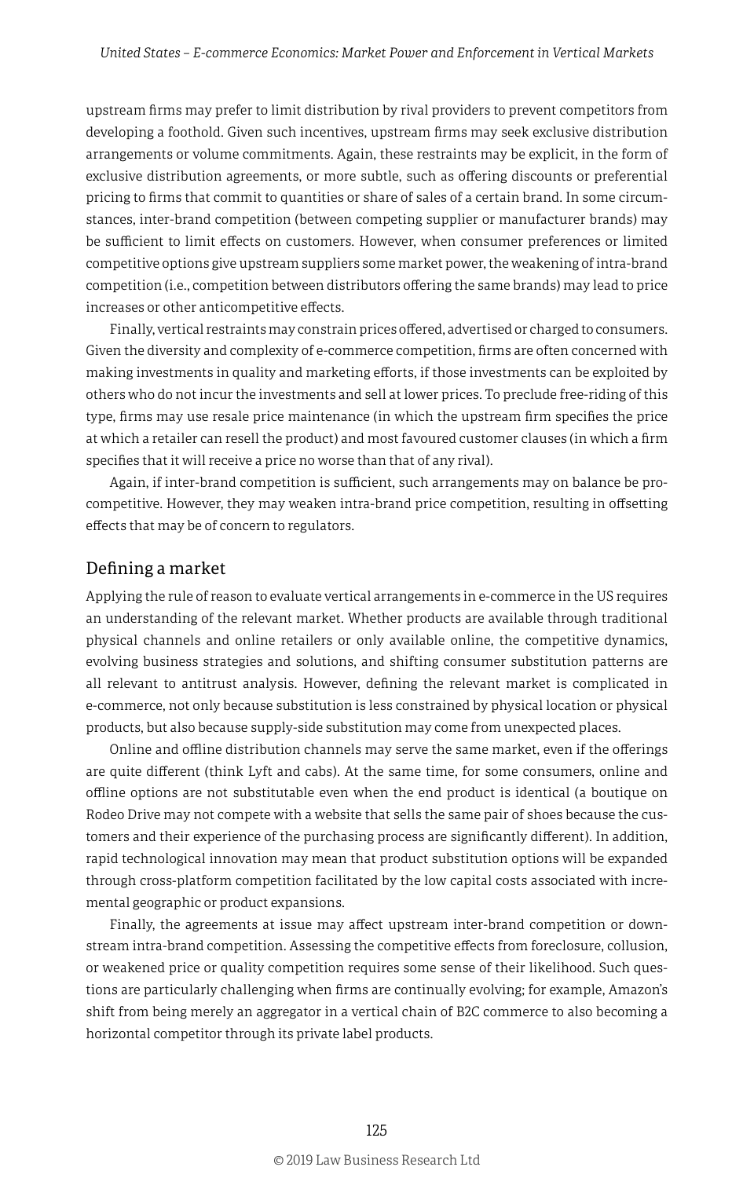upstream firms may prefer to limit distribution by rival providers to prevent competitors from developing a foothold. Given such incentives, upstream firms may seek exclusive distribution arrangements or volume commitments. Again, these restraints may be explicit, in the form of exclusive distribution agreements, or more subtle, such as offering discounts or preferential pricing to firms that commit to quantities or share of sales of a certain brand. In some circumstances, inter-brand competition (between competing supplier or manufacturer brands) may be sufficient to limit effects on customers. However, when consumer preferences or limited competitive options give upstream suppliers some market power, the weakening of intra-brand competition (i.e., competition between distributors offering the same brands) may lead to price increases or other anticompetitive effects.

Finally, vertical restraints may constrain prices offered, advertised or charged to consumers. Given the diversity and complexity of e-commerce competition, firms are often concerned with making investments in quality and marketing efforts, if those investments can be exploited by others who do not incur the investments and sell at lower prices. To preclude free-riding of this type, firms may use resale price maintenance (in which the upstream firm specifies the price at which a retailer can resell the product) and most favoured customer clauses (in which a firm specifies that it will receive a price no worse than that of any rival).

Again, if inter-brand competition is sufficient, such arrangements may on balance be pro-competitive. However, they may weaken intra-brand price competition, resulting in offsetting effects that may be of concern to regulators.

## Defining a market

Applying the rule of reason to evaluate vertical arrangements in e-commerce in the US requires an understanding of the relevant market. Whether products are available through traditional physical channels and online retailers or only available online, the competitive dynamics, evolving business strategies and solutions, and shifting consumer substitution patterns are all relevant to antitrust analysis. However, defining the relevant market is complicated in e-commerce, not only because substitution is less constrained by physical location or physical products, but also because supply-side substitution may come from unexpected places.

Online and offline distribution channels may serve the same market, even if the offerings are quite different (think Lyft and cabs). At the same time, for some consumers, online and offline options are not substitutable even when the end product is identical (a boutique on Rodeo Drive may not compete with a website that sells the same pair of shoes because the customers and their experience of the purchasing process are significantly different). In addition, rapid technological innovation may mean that product substitution options will be expanded through cross-platform competition facilitated by the low capital costs associated with incremental geographic or product expansions.

Finally, the agreements at issue may affect upstream inter-brand competition or downstream intra-brand competition. Assessing the competitive effects from foreclosure, collusion, or weakened price or quality competition requires some sense of their likelihood. Such questions are particularly challenging when firms are continually evolving; for example, Amazon's shift from being merely an aggregator in a vertical chain of B2C commerce to also becoming a horizontal competitor through its private label products.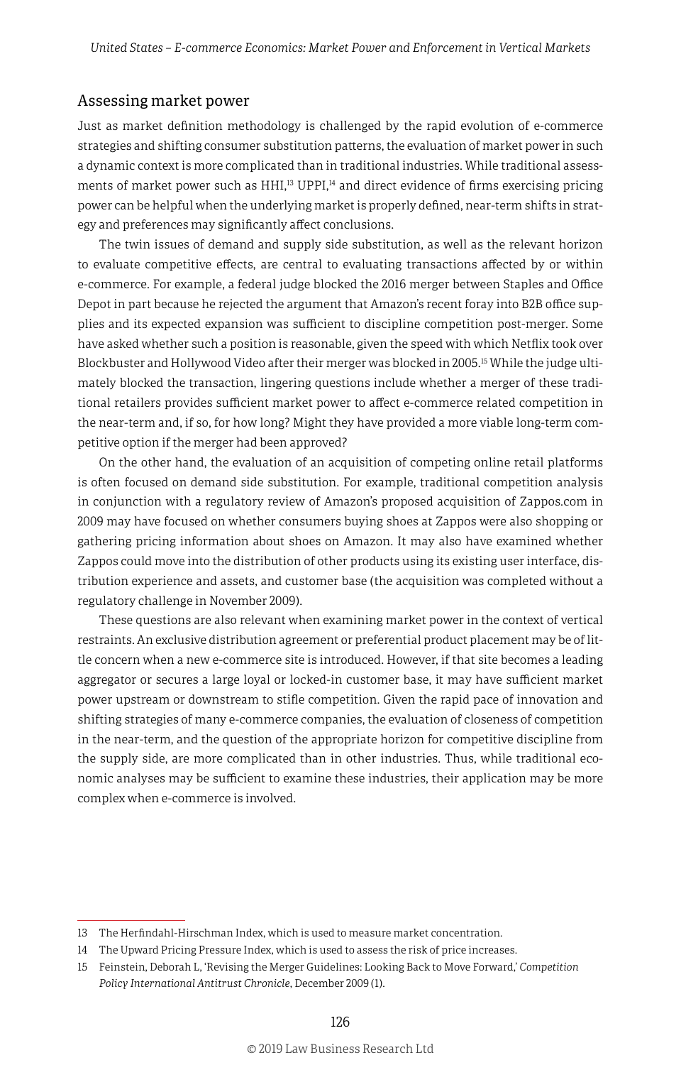## Assessing market power

Just as market definition methodology is challenged by the rapid evolution of e-commerce strategies and shifting consumer substitution patterns, the evaluation of market power in such a dynamic context is more complicated than in traditional industries. While traditional assessments of market power such as HHI,[13] UPPI,[14] and direct evidence of firms exercising pricing power can be helpful when the underlying market is properly defined, near-term shifts in strategy and preferences may significantly affect conclusions.

The twin issues of demand and supply side substitution, as well as the relevant horizon to evaluate competitive effects, are central to evaluating transactions affected by or within e-commerce. For example, a federal judge blocked the 2016 merger between Staples and Office Depot in part because he rejected the argument that Amazon's recent foray into B2B office supplies and its expected expansion was sufficient to discipline competition post-merger. Some have asked whether such a position is reasonable, given the speed with which Netflix took over Blockbuster and Hollywood Video after their merger was blocked in 2005.[15] While the judge ultimately blocked the transaction, lingering questions include whether a merger of these traditional retailers provides sufficient market power to affect e-commerce related competition in the near-term and, if so, for how long? Might they have provided a more viable long-term competitive option if the merger had been approved?

On the other hand, the evaluation of an acquisition of competing online retail platforms is often focused on demand side substitution. For example, traditional competition analysis in conjunction with a regulatory review of Amazon's proposed acquisition of Zappos.com in 2009 may have focused on whether consumers buying shoes at Zappos were also shopping or gathering pricing information about shoes on Amazon. It may also have examined whether Zappos could move into the distribution of other products using its existing user interface, distribution experience and assets, and customer base (the acquisition was completed without a regulatory challenge in November 2009).

These questions are also relevant when examining market power in the context of vertical restraints. An exclusive distribution agreement or preferential product placement may be of little concern when a new e-commerce site is introduced. However, if that site becomes a leading aggregator or secures a large loyal or locked-in customer base, it may have sufficient market power upstream or downstream to stifle competition. Given the rapid pace of innovation and shifting strategies of many e-commerce companies, the evaluation of closeness of competition in the near-term, and the question of the appropriate horizon for competitive discipline from the supply side, are more complicated than in other industries. Thus, while traditional economic analyses may be sufficient to examine these industries, their application may be more complex when e-commerce is involved.

---

13 The Herfindahl-Hirschman Index, which is used to measure market concentration.

14 The Upward Pricing Pressure Index, which is used to assess the risk of price increases.

15 Feinstein, Deborah L, 'Revising the Merger Guidelines: Looking Back to Move Forward,' *Competition Policy International Antitrust Chronicle*, December 2009 (1).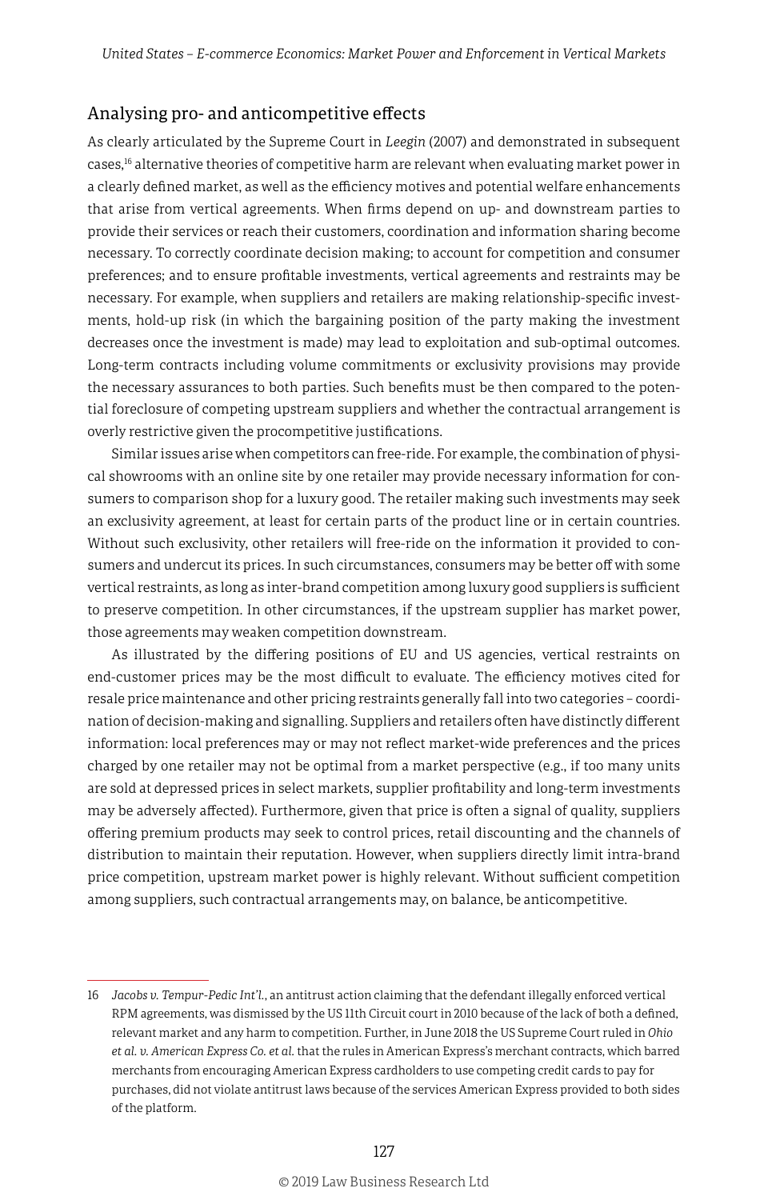## Analysing pro- and anticompetitive effects

As clearly articulated by the Supreme Court in *Leegin* (2007) and demonstrated in subsequent cases,[16] alternative theories of competitive harm are relevant when evaluating market power in a clearly defined market, as well as the efficiency motives and potential welfare enhancements that arise from vertical agreements. When firms depend on up- and downstream parties to provide their services or reach their customers, coordination and information sharing become necessary. To correctly coordinate decision making; to account for competition and consumer preferences; and to ensure profitable investments, vertical agreements and restraints may be necessary. For example, when suppliers and retailers are making relationship-specific investments, hold-up risk (in which the bargaining position of the party making the investment decreases once the investment is made) may lead to exploitation and sub-optimal outcomes. Long-term contracts including volume commitments or exclusivity provisions may provide the necessary assurances to both parties. Such benefits must be then compared to the potential foreclosure of competing upstream suppliers and whether the contractual arrangement is overly restrictive given the procompetitive justifications.

Similar issues arise when competitors can free-ride. For example, the combination of physical showrooms with an online site by one retailer may provide necessary information for consumers to comparison shop for a luxury good. The retailer making such investments may seek an exclusivity agreement, at least for certain parts of the product line or in certain countries. Without such exclusivity, other retailers will free-ride on the information it provided to consumers and undercut its prices. In such circumstances, consumers may be better off with some vertical restraints, as long as inter-brand competition among luxury good suppliers is sufficient to preserve competition. In other circumstances, if the upstream supplier has market power, those agreements may weaken competition downstream.

As illustrated by the differing positions of EU and US agencies, vertical restraints on end-customer prices may be the most difficult to evaluate. The efficiency motives cited for resale price maintenance and other pricing restraints generally fall into two categories – coordination of decision-making and signalling. Suppliers and retailers often have distinctly different information: local preferences may or may not reflect market-wide preferences and the prices charged by one retailer may not be optimal from a market perspective (e.g., if too many units are sold at depressed prices in select markets, supplier profitability and long-term investments may be adversely affected). Furthermore, given that price is often a signal of quality, suppliers offering premium products may seek to control prices, retail discounting and the channels of distribution to maintain their reputation. However, when suppliers directly limit intra-brand price competition, upstream market power is highly relevant. Without sufficient competition among suppliers, such contractual arrangements may, on balance, be anticompetitive.

---

16 *Jacobs v. Tempur-Pedic Int'l.*, an antitrust action claiming that the defendant illegally enforced vertical RPM agreements, was dismissed by the US 11th Circuit court in 2010 because of the lack of both a defined, relevant market and any harm to competition. Further, in June 2018 the US Supreme Court ruled in *Ohio et al. v. American Express Co. et al.* that the rules in American Express's merchant contracts, which barred merchants from encouraging American Express cardholders to use competing credit cards to pay for purchases, did not violate antitrust laws because of the services American Express provided to both sides of the platform.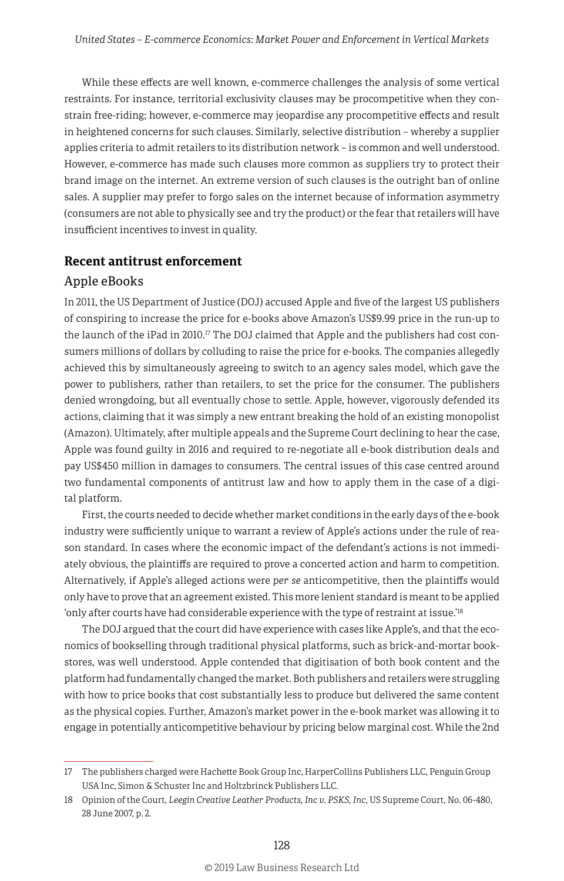While these effects are well known, e-commerce challenges the analysis of some vertical restraints. For instance, territorial exclusivity clauses may be procompetitive when they constrain free-riding; however, e-commerce may jeopardise any procompetitive effects and result in heightened concerns for such clauses. Similarly, selective distribution – whereby a supplier applies criteria to admit retailers to its distribution network – is common and well understood. However, e-commerce has made such clauses more common as suppliers try to protect their brand image on the internet. An extreme version of such clauses is the outright ban of online sales. A supplier may prefer to forgo sales on the internet because of information asymmetry (consumers are not able to physically see and try the product) or the fear that retailers will have insufficient incentives to invest in quality.

## Recent antitrust enforcement

### Apple eBooks

In 2011, the US Department of Justice (DOJ) accused Apple and five of the largest US publishers of conspiring to increase the price for e-books above Amazon's US$9.99 price in the run-up to the launch of the iPad in 2010.[17] The DOJ claimed that Apple and the publishers had cost consumers millions of dollars by colluding to raise the price for e-books. The companies allegedly achieved this by simultaneously agreeing to switch to an agency sales model, which gave the power to publishers, rather than retailers, to set the price for the consumer. The publishers denied wrongdoing, but all eventually chose to settle. Apple, however, vigorously defended its actions, claiming that it was simply a new entrant breaking the hold of an existing monopolist (Amazon). Ultimately, after multiple appeals and the Supreme Court declining to hear the case, Apple was found guilty in 2016 and required to re-negotiate all e-book distribution deals and pay US$450 million in damages to consumers. The central issues of this case centred around two fundamental components of antitrust law and how to apply them in the case of a digital platform.

First, the courts needed to decide whether market conditions in the early days of the e-book industry were sufficiently unique to warrant a review of Apple's actions under the rule of reason standard. In cases where the economic impact of the defendant's actions is not immediately obvious, the plaintiffs are required to prove a concerted action and harm to competition. Alternatively, if Apple's alleged actions were *per se* anticompetitive, then the plaintiffs would only have to prove that an agreement existed. This more lenient standard is meant to be applied 'only after courts have had considerable experience with the type of restraint at issue.'[18]

The DOJ argued that the court did have experience with cases like Apple's, and that the economics of bookselling through traditional physical platforms, such as brick-and-mortar bookstores, was well understood. Apple contended that digitisation of both book content and the platform had fundamentally changed the market. Both publishers and retailers were struggling with how to price books that cost substantially less to produce but delivered the same content as the physical copies. Further, Amazon's market power in the e-book market was allowing it to engage in potentially anticompetitive behaviour by pricing below marginal cost. While the 2nd

17 The publishers charged were Hachette Book Group Inc, HarperCollins Publishers LLC, Penguin Group USA Inc, Simon & Schuster Inc and Holtzbrinck Publishers LLC.

18 Opinion of the Court, *Leegin Creative Leather Products, Inc v. PSKS, Inc*, US Supreme Court, No. 06-480, 28 June 2007, p. 2.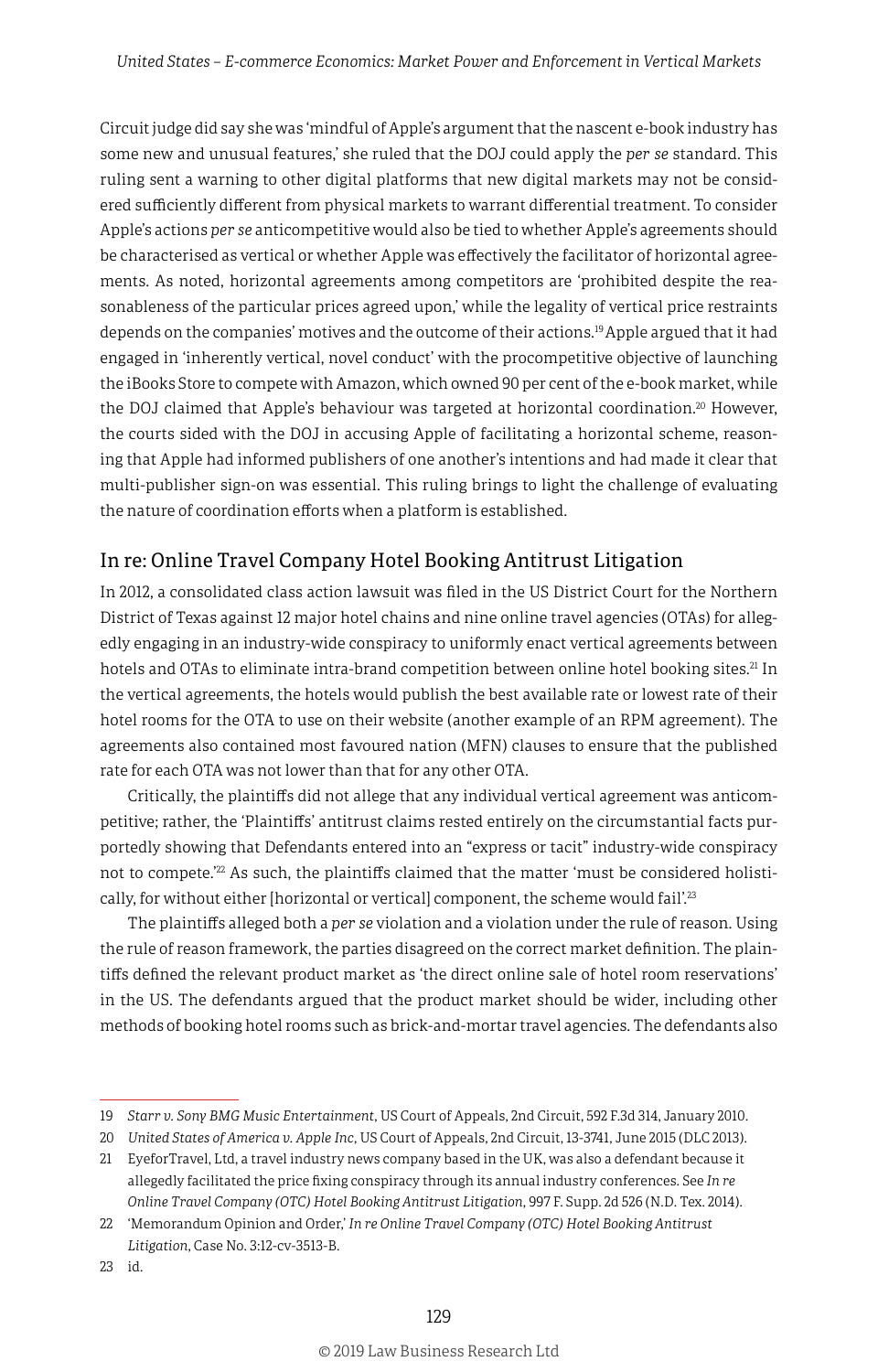Circuit judge did say she was 'mindful of Apple's argument that the nascent e-book industry has some new and unusual features,' she ruled that the DOJ could apply the *per se* standard. This ruling sent a warning to other digital platforms that new digital markets may not be considered sufficiently different from physical markets to warrant differential treatment. To consider Apple's actions *per se* anticompetitive would also be tied to whether Apple's agreements should be characterised as vertical or whether Apple was effectively the facilitator of horizontal agreements. As noted, horizontal agreements among competitors are 'prohibited despite the reasonableness of the particular prices agreed upon,' while the legality of vertical price restraints depends on the companies' motives and the outcome of their actions.[19] Apple argued that it had engaged in 'inherently vertical, novel conduct' with the procompetitive objective of launching the iBooks Store to compete with Amazon, which owned 90 per cent of the e-book market, while the DOJ claimed that Apple's behaviour was targeted at horizontal coordination.[20] However, the courts sided with the DOJ in accusing Apple of facilitating a horizontal scheme, reasoning that Apple had informed publishers of one another's intentions and had made it clear that multi-publisher sign-on was essential. This ruling brings to light the challenge of evaluating the nature of coordination efforts when a platform is established.

## In re: Online Travel Company Hotel Booking Antitrust Litigation

In 2012, a consolidated class action lawsuit was filed in the US District Court for the Northern District of Texas against 12 major hotel chains and nine online travel agencies (OTAs) for allegedly engaging in an industry-wide conspiracy to uniformly enact vertical agreements between hotels and OTAs to eliminate intra-brand competition between online hotel booking sites.[21] In the vertical agreements, the hotels would publish the best available rate or lowest rate of their hotel rooms for the OTA to use on their website (another example of an RPM agreement). The agreements also contained most favoured nation (MFN) clauses to ensure that the published rate for each OTA was not lower than that for any other OTA.

Critically, the plaintiffs did not allege that any individual vertical agreement was anticompetitive; rather, the 'Plaintiffs' antitrust claims rested entirely on the circumstantial facts purportedly showing that Defendants entered into an "express or tacit" industry-wide conspiracy not to compete.'[22] As such, the plaintiffs claimed that the matter 'must be considered holistically, for without either [horizontal or vertical] component, the scheme would fail'.[23]

The plaintiffs alleged both a *per se* violation and a violation under the rule of reason. Using the rule of reason framework, the parties disagreed on the correct market definition. The plaintiffs defined the relevant product market as 'the direct online sale of hotel room reservations' in the US. The defendants argued that the product market should be wider, including other methods of booking hotel rooms such as brick-and-mortar travel agencies. The defendants also

---

19 *Starr v. Sony BMG Music Entertainment*, US Court of Appeals, 2nd Circuit, 592 F.3d 314, January 2010.

20 *United States of America v. Apple Inc*, US Court of Appeals, 2nd Circuit, 13-3741, June 2015 (DLC 2013).

21 EyeforTravel, Ltd, a travel industry news company based in the UK, was also a defendant because it allegedly facilitated the price fixing conspiracy through its annual industry conferences. See *In re Online Travel Company (OTC) Hotel Booking Antitrust Litigation*, 997 F. Supp. 2d 526 (N.D. Tex. 2014).

22 'Memorandum Opinion and Order,' *In re Online Travel Company (OTC) Hotel Booking Antitrust Litigation*, Case No. 3:12-cv-3513-B.

23 id.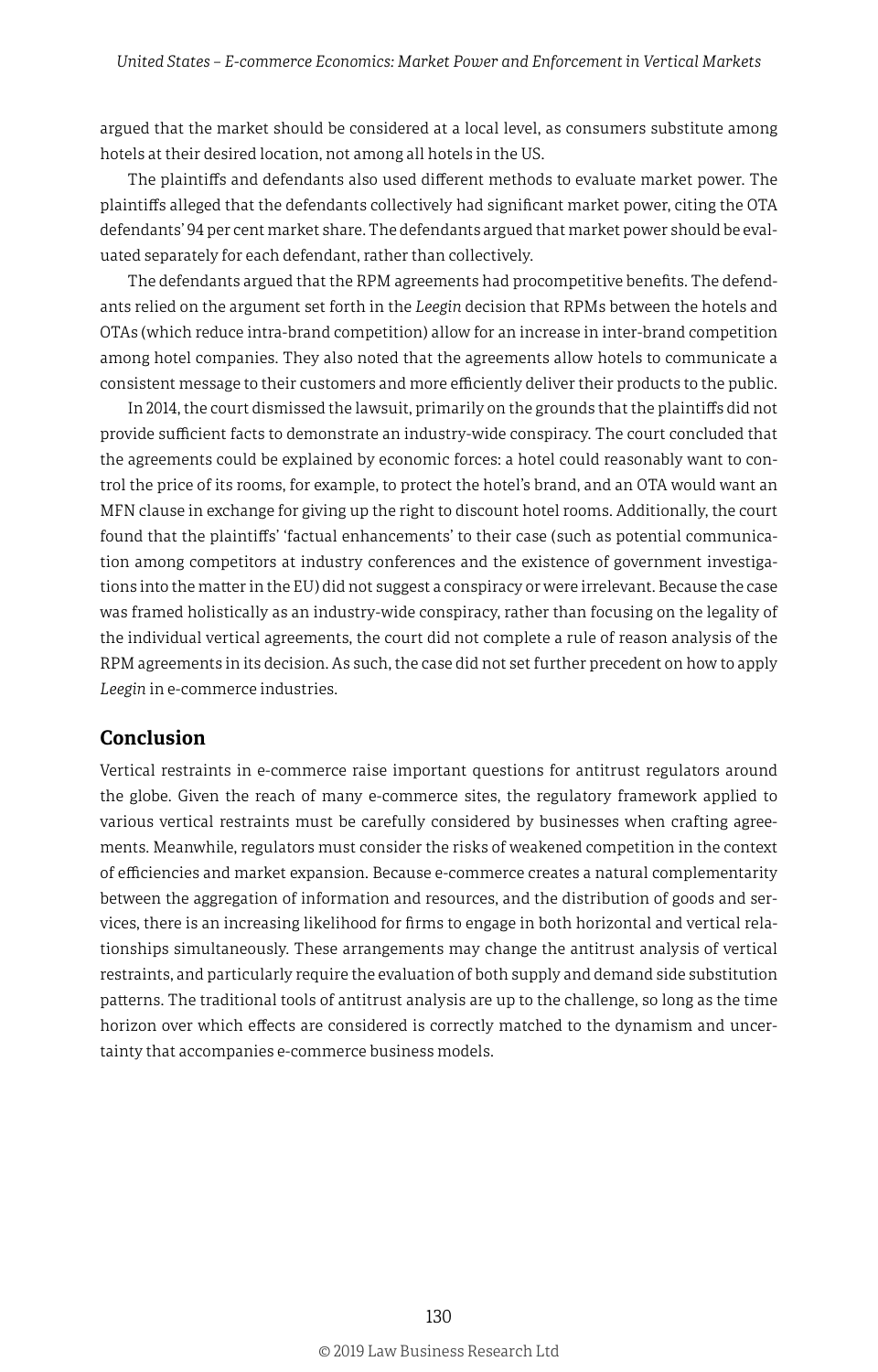argued that the market should be considered at a local level, as consumers substitute among hotels at their desired location, not among all hotels in the US.

The plaintiffs and defendants also used different methods to evaluate market power. The plaintiffs alleged that the defendants collectively had significant market power, citing the OTA defendants' 94 per cent market share. The defendants argued that market power should be evaluated separately for each defendant, rather than collectively.

The defendants argued that the RPM agreements had procompetitive benefits. The defendants relied on the argument set forth in the *Leegin* decision that RPMs between the hotels and OTAs (which reduce intra-brand competition) allow for an increase in inter-brand competition among hotel companies. They also noted that the agreements allow hotels to communicate a consistent message to their customers and more efficiently deliver their products to the public.

In 2014, the court dismissed the lawsuit, primarily on the grounds that the plaintiffs did not provide sufficient facts to demonstrate an industry-wide conspiracy. The court concluded that the agreements could be explained by economic forces: a hotel could reasonably want to control the price of its rooms, for example, to protect the hotel's brand, and an OTA would want an MFN clause in exchange for giving up the right to discount hotel rooms. Additionally, the court found that the plaintiffs' 'factual enhancements' to their case (such as potential communication among competitors at industry conferences and the existence of government investigations into the matter in the EU) did not suggest a conspiracy or were irrelevant. Because the case was framed holistically as an industry-wide conspiracy, rather than focusing on the legality of the individual vertical agreements, the court did not complete a rule of reason analysis of the RPM agreements in its decision. As such, the case did not set further precedent on how to apply *Leegin* in e-commerce industries.

## Conclusion

Vertical restraints in e-commerce raise important questions for antitrust regulators around the globe. Given the reach of many e-commerce sites, the regulatory framework applied to various vertical restraints must be carefully considered by businesses when crafting agreements. Meanwhile, regulators must consider the risks of weakened competition in the context of efficiencies and market expansion. Because e-commerce creates a natural complementarity between the aggregation of information and resources, and the distribution of goods and services, there is an increasing likelihood for firms to engage in both horizontal and vertical relationships simultaneously. These arrangements may change the antitrust analysis of vertical restraints, and particularly require the evaluation of both supply and demand side substitution patterns. The traditional tools of antitrust analysis are up to the challenge, so long as the time horizon over which effects are considered is correctly matched to the dynamism and uncertainty that accompanies e-commerce business models.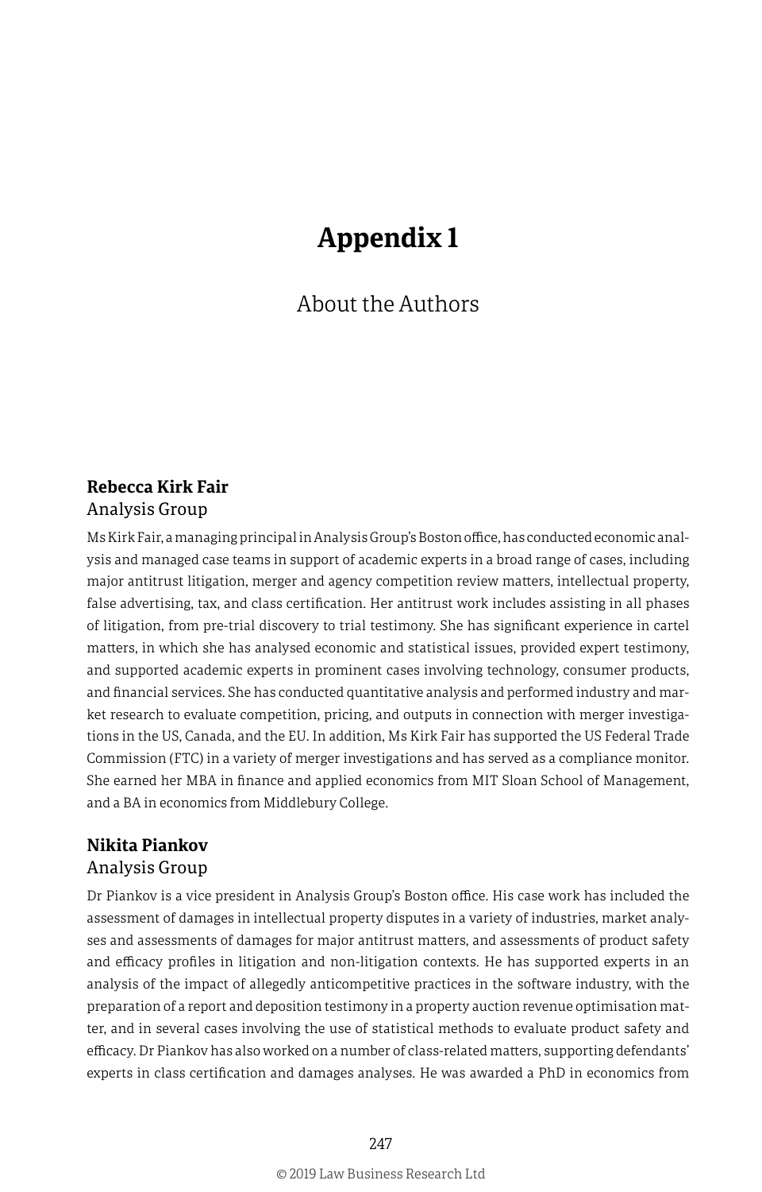# Appendix 1

## About the Authors

### Rebecca Kirk Fair

Analysis Group

Ms Kirk Fair, a managing principal in Analysis Group's Boston office, has conducted economic analysis and managed case teams in support of academic experts in a broad range of cases, including major antitrust litigation, merger and agency competition review matters, intellectual property, false advertising, tax, and class certification. Her antitrust work includes assisting in all phases of litigation, from pre-trial discovery to trial testimony. She has significant experience in cartel matters, in which she has analysed economic and statistical issues, provided expert testimony, and supported academic experts in prominent cases involving technology, consumer products, and financial services. She has conducted quantitative analysis and performed industry and market research to evaluate competition, pricing, and outputs in connection with merger investigations in the US, Canada, and the EU. In addition, Ms Kirk Fair has supported the US Federal Trade Commission (FTC) in a variety of merger investigations and has served as a compliance monitor. She earned her MBA in finance and applied economics from MIT Sloan School of Management, and a BA in economics from Middlebury College.

### Nikita Piankov

Analysis Group

Dr Piankov is a vice president in Analysis Group's Boston office. His case work has included the assessment of damages in intellectual property disputes in a variety of industries, market analyses and assessments of damages for major antitrust matters, and assessments of product safety and efficacy profiles in litigation and non-litigation contexts. He has supported experts in an analysis of the impact of allegedly anticompetitive practices in the software industry, with the preparation of a report and deposition testimony in a property auction revenue optimisation matter, and in several cases involving the use of statistical methods to evaluate product safety and efficacy. Dr Piankov has also worked on a number of class-related matters, supporting defendants' experts in class certification and damages analyses. He was awarded a PhD in economics from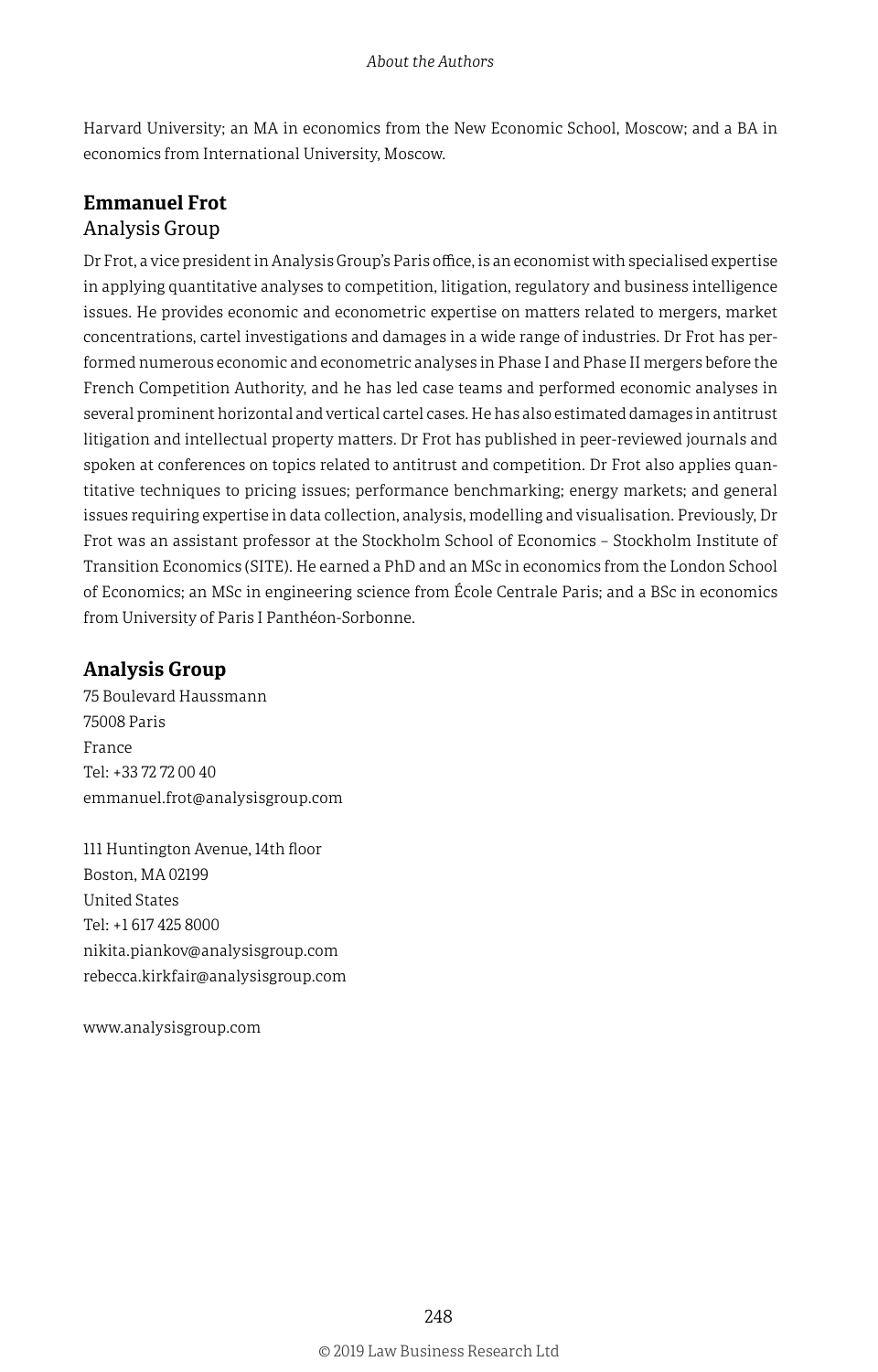Harvard University; an MA in economics from the New Economic School, Moscow; and a BA in economics from International University, Moscow.

## Emmanuel Frot

Analysis Group

Dr Frot, a vice president in Analysis Group's Paris office, is an economist with specialised expertise in applying quantitative analyses to competition, litigation, regulatory and business intelligence issues. He provides economic and econometric expertise on matters related to mergers, market concentrations, cartel investigations and damages in a wide range of industries. Dr Frot has performed numerous economic and econometric analyses in Phase I and Phase II mergers before the French Competition Authority, and he has led case teams and performed economic analyses in several prominent horizontal and vertical cartel cases. He has also estimated damages in antitrust litigation and intellectual property matters. Dr Frot has published in peer-reviewed journals and spoken at conferences on topics related to antitrust and competition. Dr Frot also applies quantitative techniques to pricing issues; performance benchmarking; energy markets; and general issues requiring expertise in data collection, analysis, modelling and visualisation. Previously, Dr Frot was an assistant professor at the Stockholm School of Economics – Stockholm Institute of Transition Economics (SITE). He earned a PhD and an MSc in economics from the London School of Economics; an MSc in engineering science from École Centrale Paris; and a BSc in economics from University of Paris I Panthéon-Sorbonne.

## Analysis Group

75 Boulevard Haussmann
75008 Paris
France
Tel: +33 72 72 00 40
emmanuel.frot@analysisgroup.com

111 Huntington Avenue, 14th floor
Boston, MA 02199
United States
Tel: +1 617 425 8000
nikita.piankov@analysisgroup.com
rebecca.kirkfair@analysisgroup.com

www.analysisgroup.com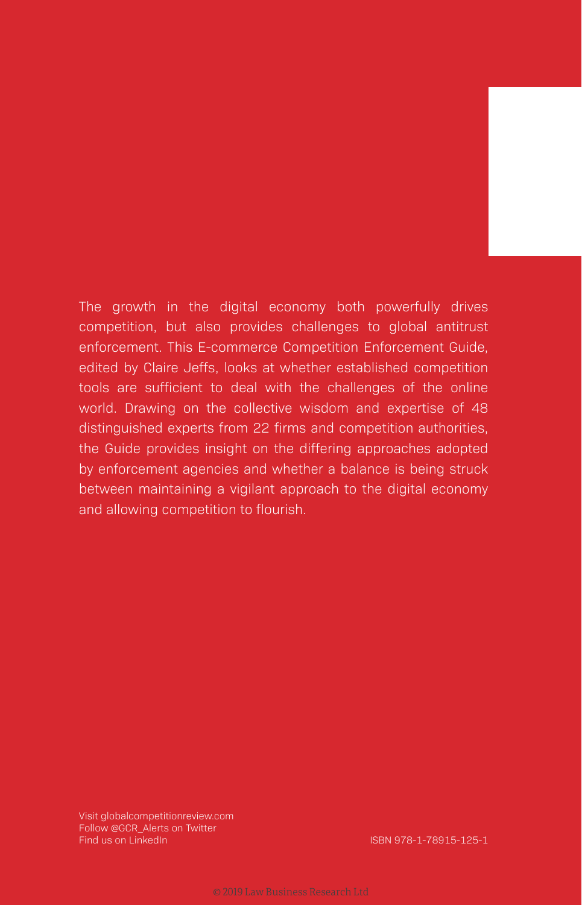The growth in the digital economy both powerfully drives competition, but also provides challenges to global antitrust enforcement. This E-commerce Competition Enforcement Guide, edited by Claire Jeffs, looks at whether established competition tools are sufficient to deal with the challenges of the online world. Drawing on the collective wisdom and expertise of 48 distinguished experts from 22 firms and competition authorities, the Guide provides insight on the differing approaches adopted by enforcement agencies and whether a balance is being struck between maintaining a vigilant approach to the digital economy and allowing competition to flourish.

Visit globalcompetitionreview.com
Follow @GCR_Alerts on Twitter
Find us on LinkedIn

ISBN 978-1-78915-125-1

© 2019 Law Business Research Ltd